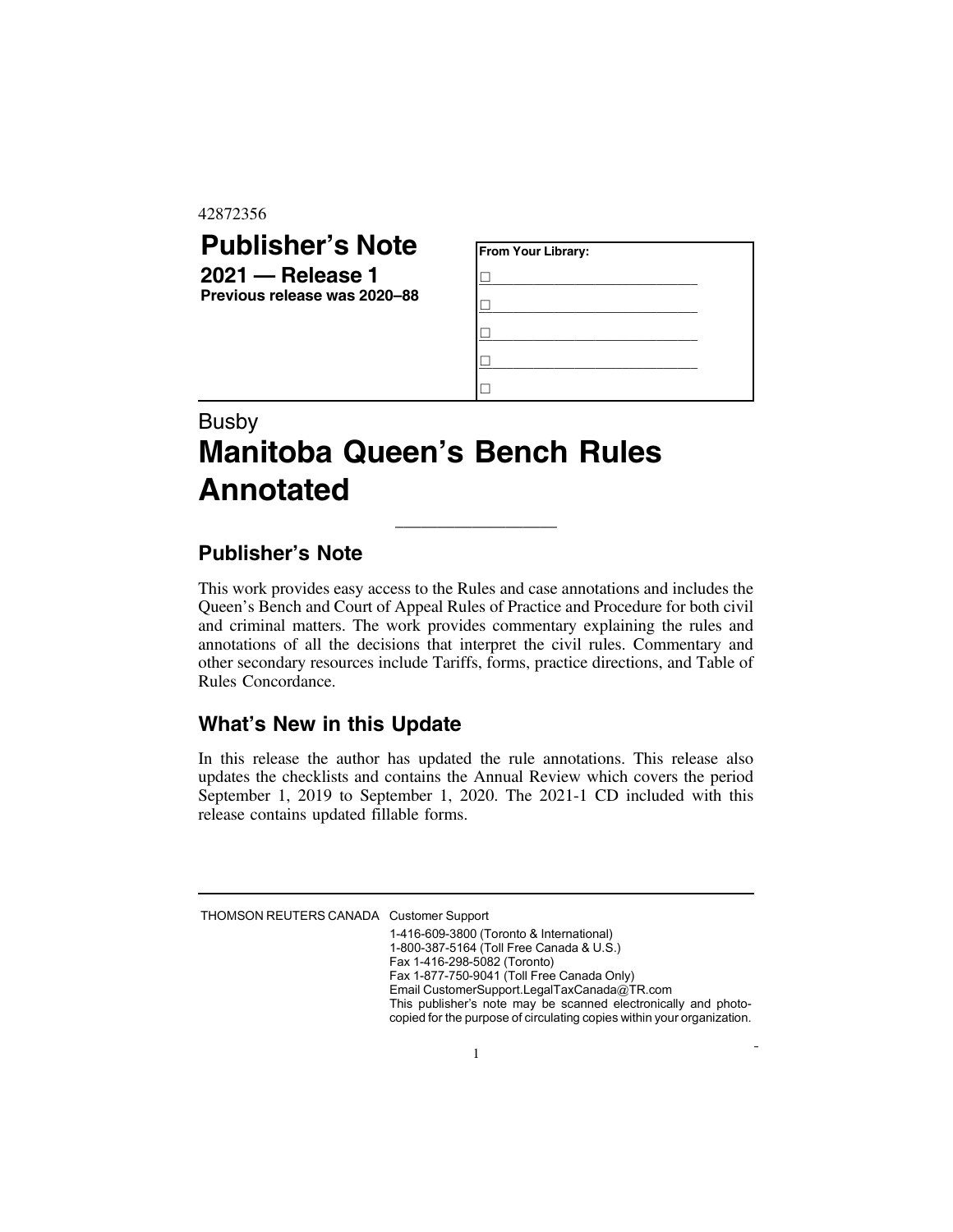42872356

# Publisher's Note

**2021 — Release 1**
**Previous release was 2020–88**

**From Your Library:**

☐ ____________________

☐ ____________________

☐ ____________________

☐ ____________________

☐

Busby

# Manitoba Queen's Bench Rules Annotated

## Publisher's Note

This work provides easy access to the Rules and case annotations and includes the Queen's Bench and Court of Appeal Rules of Practice and Procedure for both civil and criminal matters. The work provides commentary explaining the rules and annotations of all the decisions that interpret the civil rules. Commentary and other secondary resources include Tariffs, forms, practice directions, and Table of Rules Concordance.

## What's New in this Update

In this release the author has updated the rule annotations. This release also updates the checklists and contains the Annual Review which covers the period September 1, 2019 to September 1, 2020. The 2021-1 CD included with this release contains updated fillable forms.

THOMSON REUTERS CANADA Customer Support

1-416-609-3800 (Toronto & International)
1-800-387-5164 (Toll Free Canada & U.S.)
Fax 1-416-298-5082 (Toronto)
Fax 1-877-750-9041 (Toll Free Canada Only)
Email CustomerSupport.LegalTaxCanada@TR.com
This publisher's note may be scanned electronically and photocopied for the purpose of circulating copies within your organization.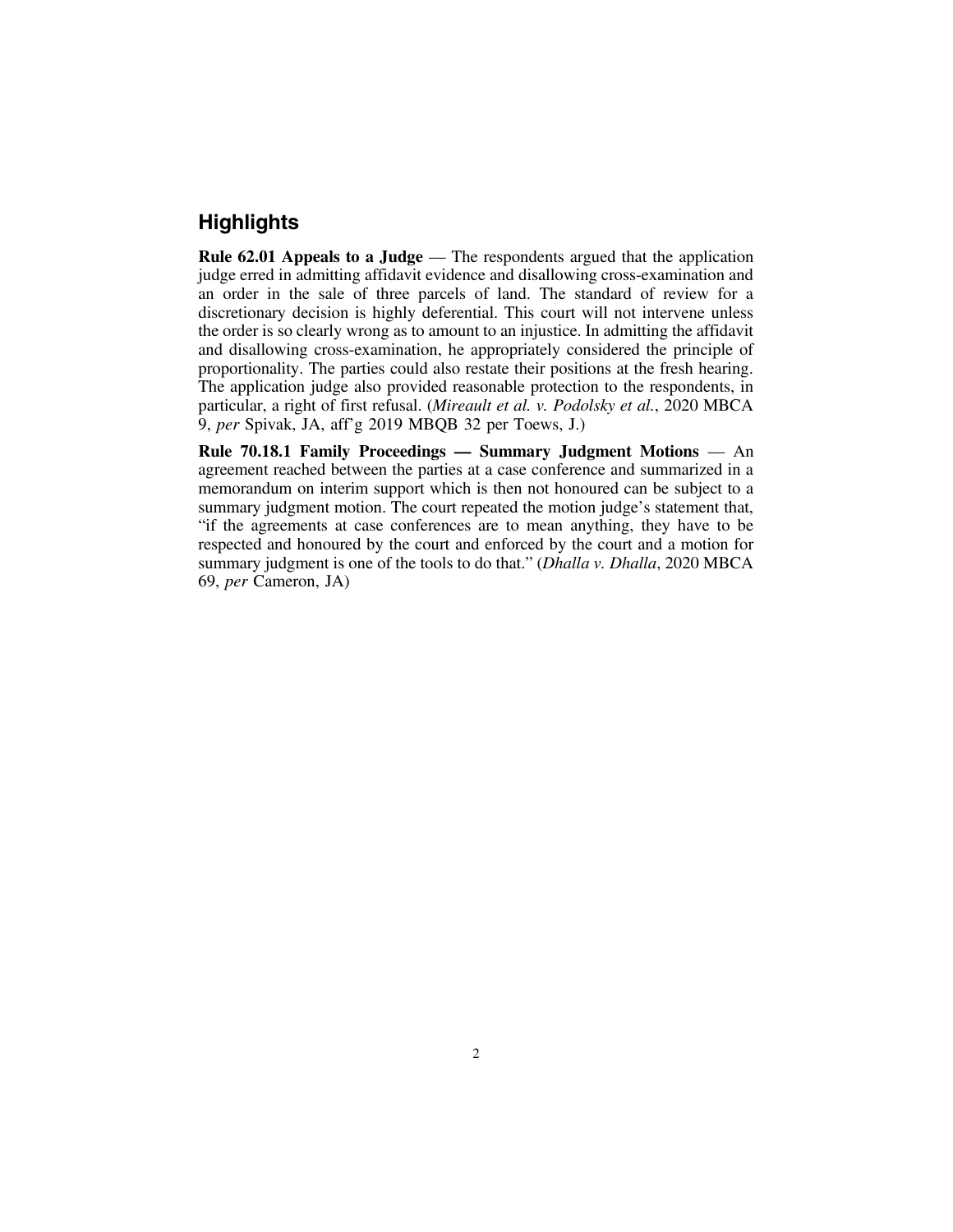## Highlights

**Rule 62.01 Appeals to a Judge** — The respondents argued that the application judge erred in admitting affidavit evidence and disallowing cross-examination and an order in the sale of three parcels of land. The standard of review for a discretionary decision is highly deferential. This court will not intervene unless the order is so clearly wrong as to amount to an injustice. In admitting the affidavit and disallowing cross-examination, he appropriately considered the principle of proportionality. The parties could also restate their positions at the fresh hearing. The application judge also provided reasonable protection to the respondents, in particular, a right of first refusal. (*Mireault et al. v. Podolsky et al.*, 2020 MBCA 9, *per* Spivak, JA, aff'g 2019 MBQB 32 per Toews, J.)

**Rule 70.18.1 Family Proceedings — Summary Judgment Motions** — An agreement reached between the parties at a case conference and summarized in a memorandum on interim support which is then not honoured can be subject to a summary judgment motion. The court repeated the motion judge's statement that, "if the agreements at case conferences are to mean anything, they have to be respected and honoured by the court and enforced by the court and a motion for summary judgment is one of the tools to do that." (*Dhalla v. Dhalla*, 2020 MBCA 69, *per* Cameron, JA)